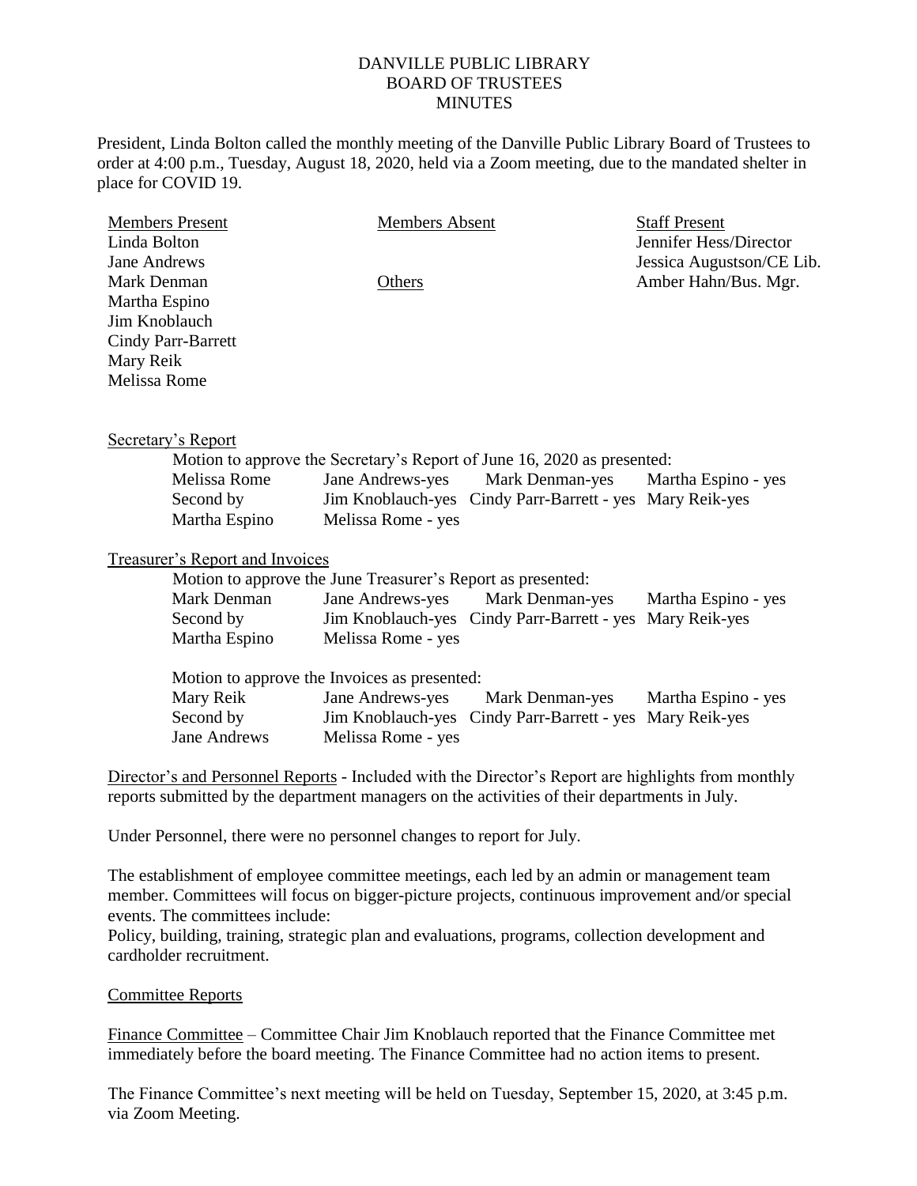# DANVILLE PUBLIC LIBRARY
## BOARD OF TRUSTEES
## MINUTES

President, Linda Bolton called the monthly meeting of the Danville Public Library Board of Trustees to order at 4:00 p.m., Tuesday, August 18, 2020, held via a Zoom meeting, due to the mandated shelter in place for COVID 19.

| Members Present | Members Absent | Staff Present |
|---|---|---|
| Linda Bolton | | Jennifer Hess/Director |
| Jane Andrews | | Jessica Augustson/CE Lib. |
| Mark Denman | Others | Amber Hahn/Bus. Mgr. |
| Martha Espino | | |
| Jim Knoblauch | | |
| Cindy Parr-Barrett | | |
| Mary Reik | | |
| Melissa Rome | | |

Secretary's Report

Motion to approve the Secretary's Report of June 16, 2020 as presented:

| | | | |
|---|---|---|---|
| Melissa Rome | Jane Andrews-yes | Mark Denman-yes | Martha Espino - yes |
| Second by | Jim Knoblauch-yes | Cindy Parr-Barrett - yes | Mary Reik-yes |
| Martha Espino | Melissa Rome - yes | | |

Treasurer's Report and Invoices

Motion to approve the June Treasurer's Report as presented:

| | | | |
|---|---|---|---|
| Mark Denman | Jane Andrews-yes | Mark Denman-yes | Martha Espino - yes |
| Second by | Jim Knoblauch-yes | Cindy Parr-Barrett - yes | Mary Reik-yes |
| Martha Espino | Melissa Rome - yes | | |

Motion to approve the Invoices as presented:

| | | | |
|---|---|---|---|
| Mary Reik | Jane Andrews-yes | Mark Denman-yes | Martha Espino - yes |
| Second by | Jim Knoblauch-yes | Cindy Parr-Barrett - yes | Mary Reik-yes |
| Jane Andrews | Melissa Rome - yes | | |

Director's and Personnel Reports - Included with the Director's Report are highlights from monthly reports submitted by the department managers on the activities of their departments in July.

Under Personnel, there were no personnel changes to report for July.

The establishment of employee committee meetings, each led by an admin or management team member. Committees will focus on bigger-picture projects, continuous improvement and/or special events. The committees include:
Policy, building, training, strategic plan and evaluations, programs, collection development and cardholder recruitment.

Committee Reports

Finance Committee – Committee Chair Jim Knoblauch reported that the Finance Committee met immediately before the board meeting. The Finance Committee had no action items to present.

The Finance Committee's next meeting will be held on Tuesday, September 15, 2020, at 3:45 p.m. via Zoom Meeting.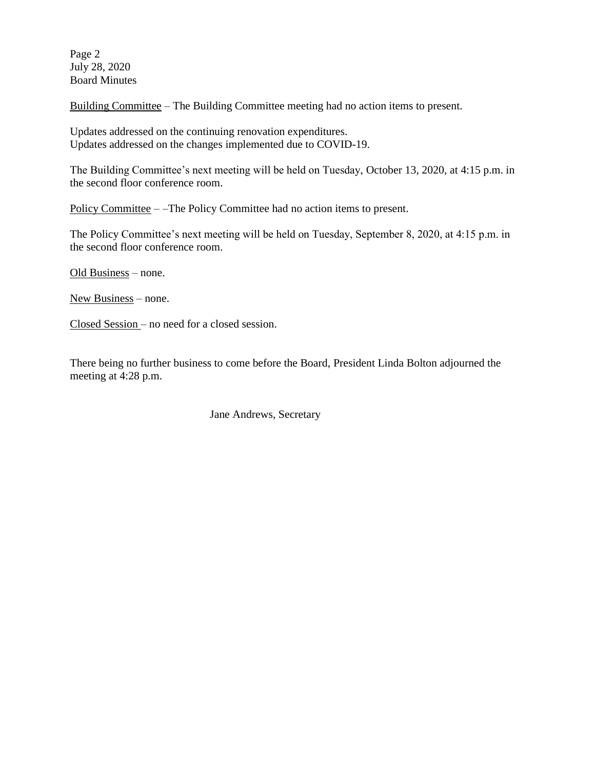Building Committee – The Building Committee meeting had no action items to present.

Updates addressed on the continuing renovation expenditures.
Updates addressed on the changes implemented due to COVID-19.

The Building Committee's next meeting will be held on Tuesday, October 13, 2020, at 4:15 p.m. in the second floor conference room.

Policy Committee – –The Policy Committee had no action items to present.

The Policy Committee's next meeting will be held on Tuesday, September 8, 2020, at 4:15 p.m. in the second floor conference room.

Old Business – none.

New Business – none.

Closed Session – no need for a closed session.

There being no further business to come before the Board, President Linda Bolton adjourned the meeting at 4:28 p.m.

Jane Andrews, Secretary